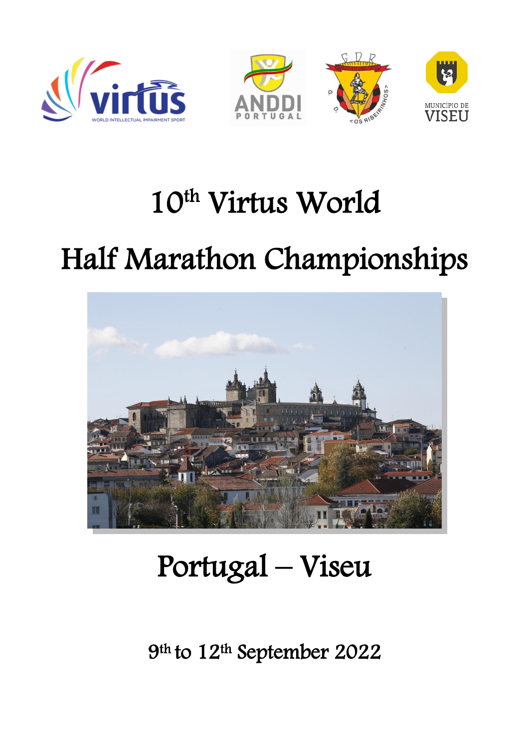# 10th Virtus World

# Half Marathon Championships

## Portugal – Viseu

9th to 12th September 2022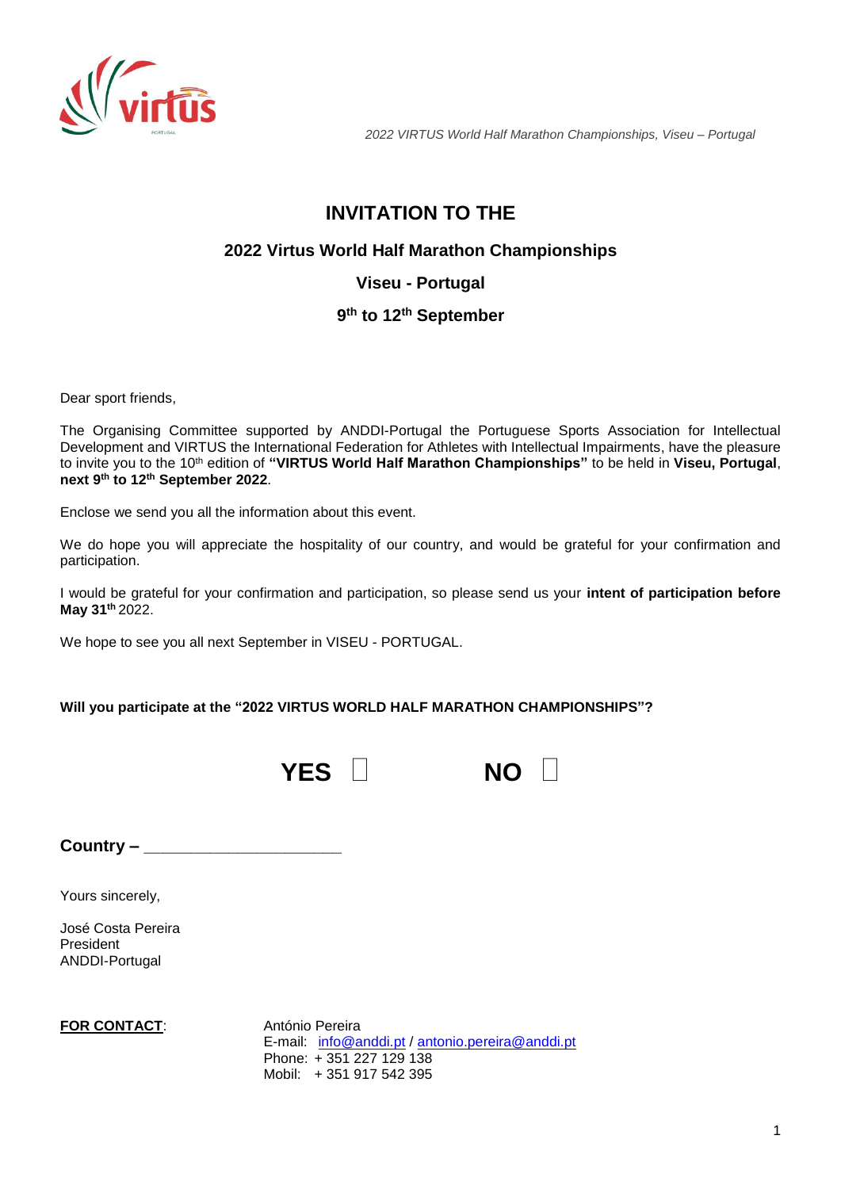# INVITATION TO THE

## 2022 Virtus World Half Marathon Championships

## Viseu - Portugal

## 9th to 12th September

Dear sport friends,

The Organising Committee supported by ANDDI-Portugal the Portuguese Sports Association for Intellectual Development and VIRTUS the International Federation for Athletes with Intellectual Impairments, have the pleasure to invite you to the 10th edition of **"VIRTUS World Half Marathon Championships"** to be held in **Viseu, Portugal**, **next 9th to 12th September 2022**.

Enclose we send you all the information about this event.

We do hope you will appreciate the hospitality of our country, and would be grateful for your confirmation and participation.

I would be grateful for your confirmation and participation, so please send us your **intent of participation before May 31th** 2022.

We hope to see you all next September in VISEU - PORTUGAL.

**Will you participate at the "2022 VIRTUS WORLD HALF MARATHON CHAMPIONSHIPS"?**

**YES** ☐ **NO** ☐

**Country – ____________________**

Yours sincerely,

José Costa Pereira
President
ANDDI-Portugal

**FOR CONTACT**: António Pereira
E-mail: info@anddi.pt / antonio.pereira@anddi.pt
Phone: + 351 227 129 138
Mobil: + 351 917 542 395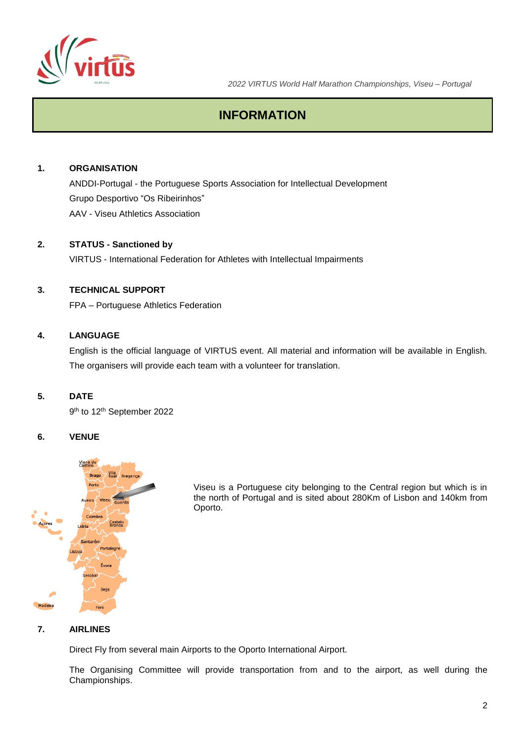# INFORMATION

**1. ORGANISATION**

ANDDI-Portugal - the Portuguese Sports Association for Intellectual Development

Grupo Desportivo “Os Ribeirinhos”

AAV - Viseu Athletics Association

**2. STATUS - Sanctioned by**

VIRTUS - International Federation for Athletes with Intellectual Impairments

**3. TECHNICAL SUPPORT**

FPA – Portuguese Athletics Federation

**4. LANGUAGE**

English is the official language of VIRTUS event. All material and information will be available in English. The organisers will provide each team with a volunteer for translation.

**5. DATE**

9th to 12th September 2022

**6. VENUE**

Viseu is a Portuguese city belonging to the Central region but which is in the north of Portugal and is sited about 280Km of Lisbon and 140km from Oporto.

**7. AIRLINES**

Direct Fly from several main Airports to the Oporto International Airport.

The Organising Committee will provide transportation from and to the airport, as well during the Championships.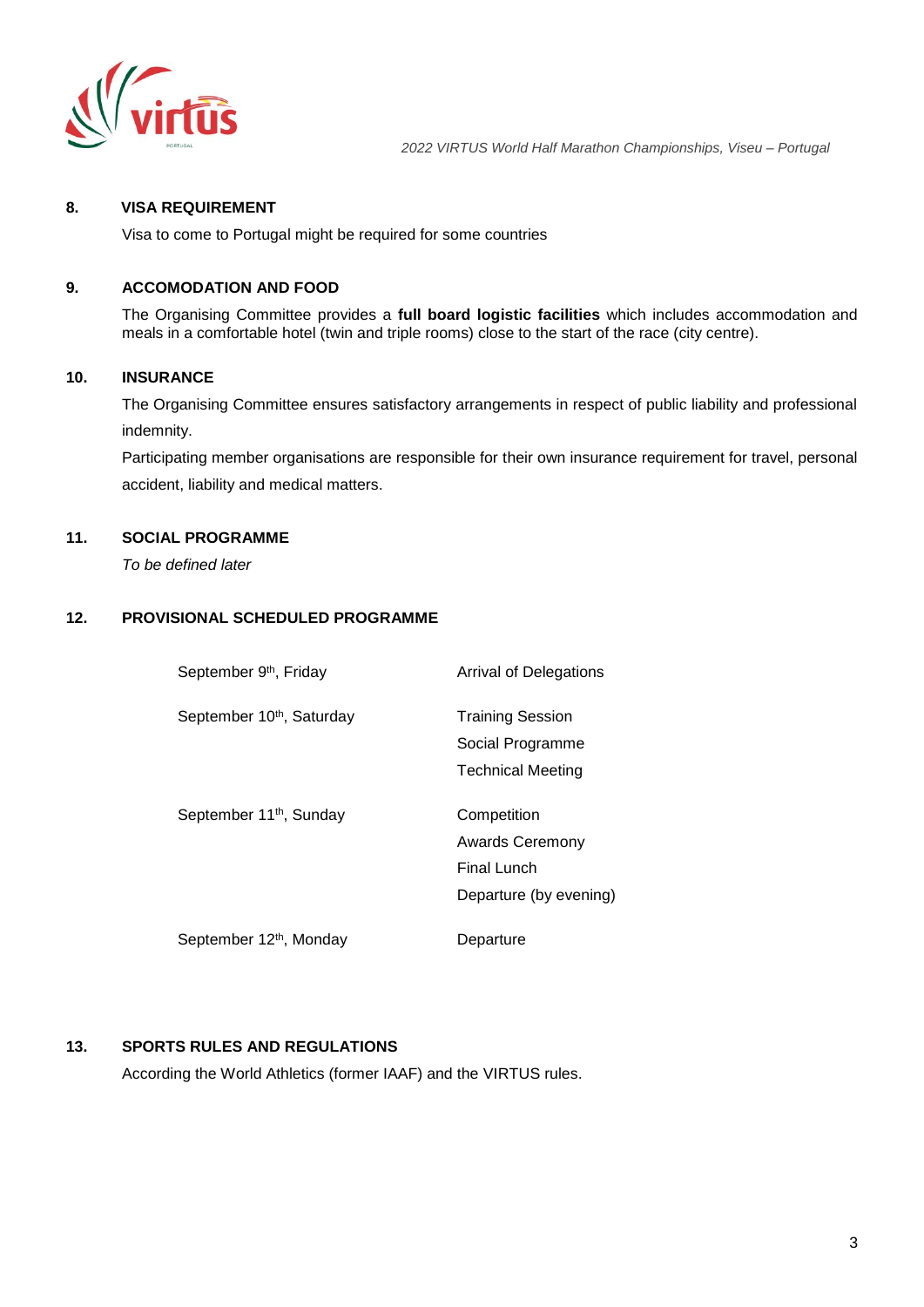## 8. VISA REQUIREMENT

Visa to come to Portugal might be required for some countries

## 9. ACCOMODATION AND FOOD

The Organising Committee provides a **full board logistic facilities** which includes accommodation and meals in a comfortable hotel (twin and triple rooms) close to the start of the race (city centre).

## 10. INSURANCE

The Organising Committee ensures satisfactory arrangements in respect of public liability and professional indemnity.

Participating member organisations are responsible for their own insurance requirement for travel, personal accident, liability and medical matters.

## 11. SOCIAL PROGRAMME

*To be defined later*

## 12. PROVISIONAL SCHEDULED PROGRAMME

| | |
|---|---|
| September 9th, Friday | Arrival of Delegations |
| September 10th, Saturday | Training Session<br>Social Programme<br>Technical Meeting |
| September 11th, Sunday | Competition<br>Awards Ceremony<br>Final Lunch<br>Departure (by evening) |
| September 12th, Monday | Departure |

## 13. SPORTS RULES AND REGULATIONS

According the World Athletics (former IAAF) and the VIRTUS rules.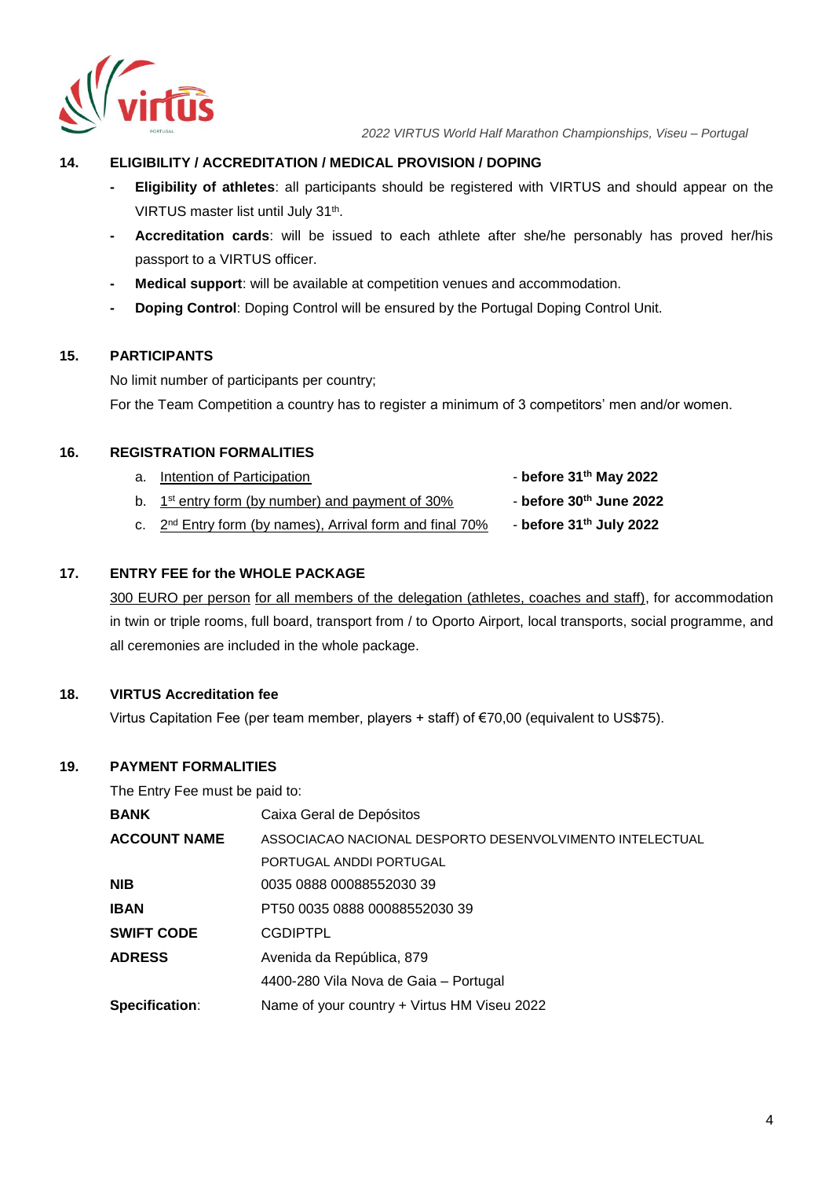## 14. ELIGIBILITY / ACCREDITATION / MEDICAL PROVISION / DOPING

- **Eligibility of athletes**: all participants should be registered with VIRTUS and should appear on the VIRTUS master list until July 31th.
- **Accreditation cards**: will be issued to each athlete after she/he personably has proved her/his passport to a VIRTUS officer.
- **Medical support**: will be available at competition venues and accommodation.
- **Doping Control**: Doping Control will be ensured by the Portugal Doping Control Unit.

## 15. PARTICIPANTS

No limit number of participants per country;

For the Team Competition a country has to register a minimum of 3 competitors' men and/or women.

## 16. REGISTRATION FORMALITIES

a. Intention of Participation - **before 31th May 2022**

b. 1st entry form (by number) and payment of 30% - **before 30th June 2022**

c. 2nd Entry form (by names), Arrival form and final 70% - **before 31th July 2022**

## 17. ENTRY FEE for the WHOLE PACKAGE

300 EURO per person for all members of the delegation (athletes, coaches and staff), for accommodation in twin or triple rooms, full board, transport from / to Oporto Airport, local transports, social programme, and all ceremonies are included in the whole package.

## 18. VIRTUS Accreditation fee

Virtus Capitation Fee (per team member, players + staff) of €70,00 (equivalent to US$75).

## 19. PAYMENT FORMALITIES

The Entry Fee must be paid to:

| | |
|---|---|
| **BANK** | Caixa Geral de Depósitos |
| **ACCOUNT NAME** | ASSOCIACAO NACIONAL DESPORTO DESENVOLVIMENTO INTELECTUAL PORTUGAL ANDDI PORTUGAL |
| **NIB** | 0035 0888 00088552030 39 |
| **IBAN** | PT50 0035 0888 00088552030 39 |
| **SWIFT CODE** | CGDIPTPL |
| **ADRESS** | Avenida da República, 879<br>4400-280 Vila Nova de Gaia – Portugal |
| **Specification**: | Name of your country + Virtus HM Viseu 2022 |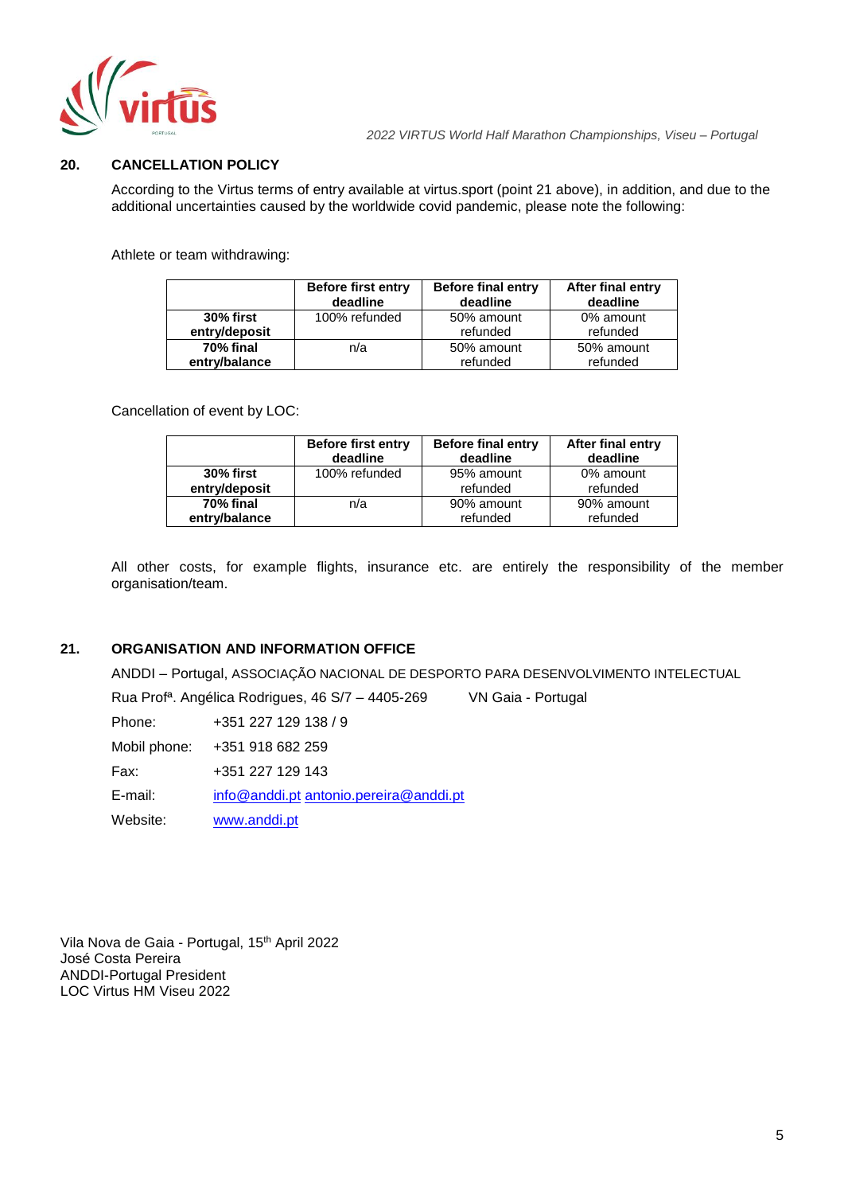## 20. CANCELLATION POLICY

According to the Virtus terms of entry available at virtus.sport (point 21 above), in addition, and due to the additional uncertainties caused by the worldwide covid pandemic, please note the following:

Athlete or team withdrawing:

| | Before first entry deadline | Before final entry deadline | After final entry deadline |
|---|---|---|---|
| **30% first entry/deposit** | 100% refunded | 50% amount refunded | 0% amount refunded |
| **70% final entry/balance** | n/a | 50% amount refunded | 50% amount refunded |

Cancellation of event by LOC:

| | Before first entry deadline | Before final entry deadline | After final entry deadline |
|---|---|---|---|
| **30% first entry/deposit** | 100% refunded | 95% amount refunded | 0% amount refunded |
| **70% final entry/balance** | n/a | 90% amount refunded | 90% amount refunded |

All other costs, for example flights, insurance etc. are entirely the responsibility of the member organisation/team.

## 21. ORGANISATION AND INFORMATION OFFICE

ANDDI – Portugal, ASSOCIAÇÃO NACIONAL DE DESPORTO PARA DESENVOLVIMENTO INTELECTUAL

Rua Profª. Angélica Rodrigues, 46 S/7 – 4405-269 VN Gaia - Portugal

Phone: +351 227 129 138 / 9

Mobil phone: +351 918 682 259

Fax: +351 227 129 143

E-mail: info@anddi.pt antonio.pereira@anddi.pt

Website: www.anddi.pt

Vila Nova de Gaia - Portugal, 15th April 2022
José Costa Pereira
ANDDI-Portugal President
LOC Virtus HM Viseu 2022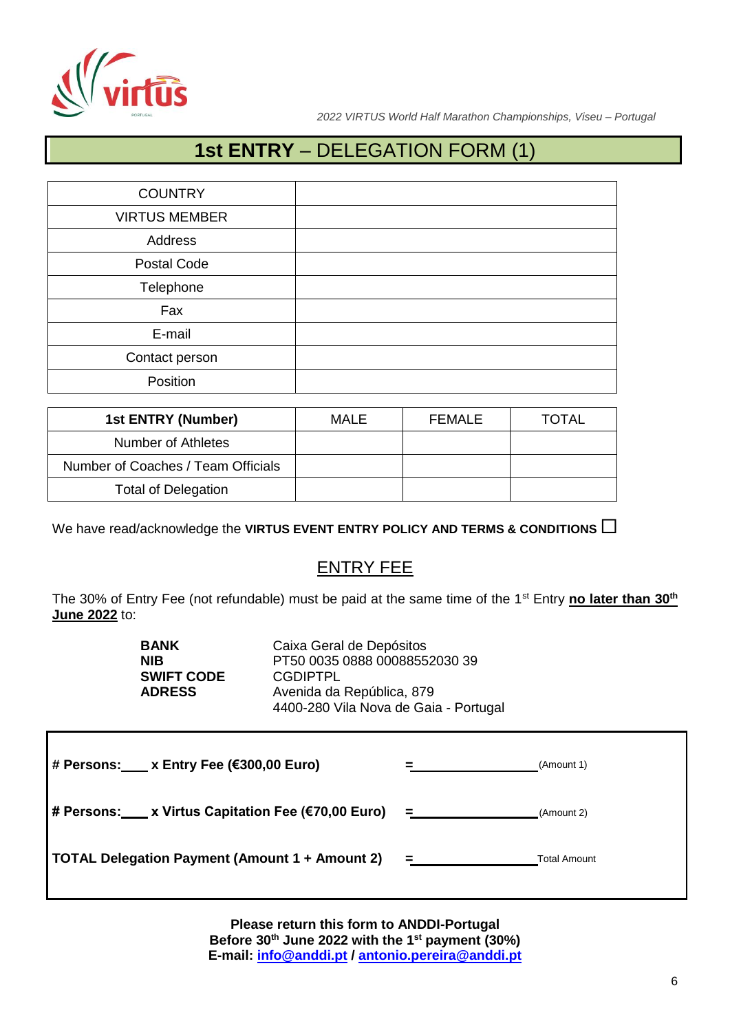# **1st ENTRY** – DELEGATION FORM (1)

| COUNTRY | |
|---|---|
| VIRTUS MEMBER | |
| Address | |
| Postal Code | |
| Telephone | |
| Fax | |
| E-mail | |
| Contact person | |
| Position | |

| **1st ENTRY (Number)** | MALE | FEMALE | TOTAL |
|---|---|---|---|
| Number of Athletes | | | |
| Number of Coaches / Team Officials | | | |
| Total of Delegation | | | |

We have read/acknowledge the **VIRTUS EVENT ENTRY POLICY AND TERMS & CONDITIONS** ☐

## ENTRY FEE

The 30% of Entry Fee (not refundable) must be paid at the same time of the 1st Entry **no later than 30th June 2022** to:

| | |
|---|---|
| **BANK** | Caixa Geral de Depósitos |
| **NIB** | PT50 0035 0888 00088552030 39 |
| **SWIFT CODE** | CGDIPTPL |
| **ADRESS** | Avenida da República, 879<br>4400-280 Vila Nova de Gaia - Portugal |

**# Persons:____ x Entry Fee (€300,00 Euro)** **=________________** (Amount 1)

**# Persons:____ x Virtus Capitation Fee (€70,00 Euro)** **=________________** (Amount 2)

**TOTAL Delegation Payment (Amount 1 + Amount 2)** **=________________** Total Amount

**Please return this form to ANDDI-Portugal**
**Before 30th June 2022 with the 1st payment (30%)**
**E-mail: info@anddi.pt / antonio.pereira@anddi.pt**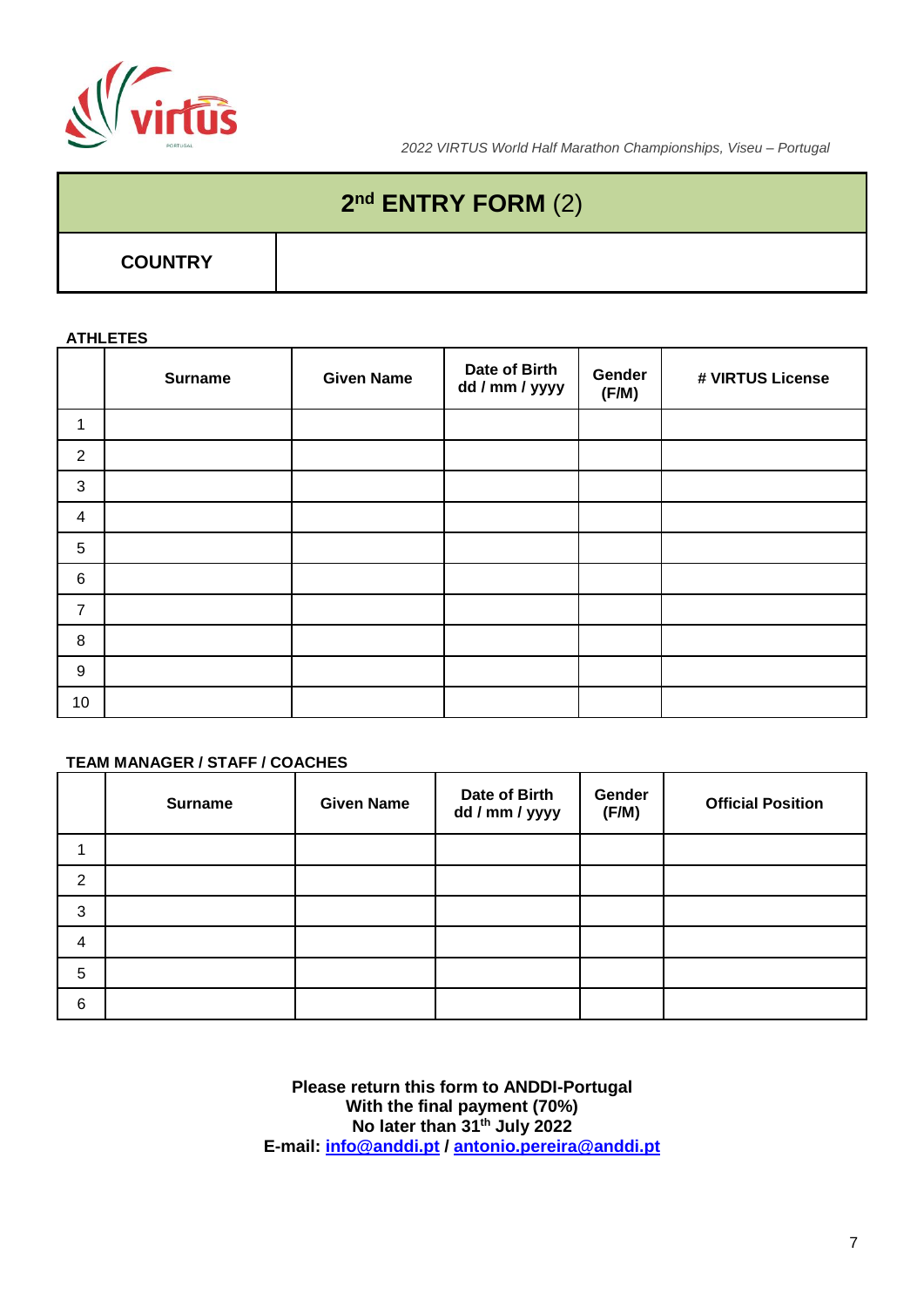2022 VIRTUS World Half Marathon Championships, Viseu – Portugal

# 2nd ENTRY FORM (2)

| COUNTRY | |
|---|---|

**ATHLETES**

| | Surname | Given Name | Date of Birth dd / mm / yyyy | Gender (F/M) | # VIRTUS License |
|---|---|---|---|---|---|
| 1 | | | | | |
| 2 | | | | | |
| 3 | | | | | |
| 4 | | | | | |
| 5 | | | | | |
| 6 | | | | | |
| 7 | | | | | |
| 8 | | | | | |
| 9 | | | | | |
| 10 | | | | | |

**TEAM MANAGER / STAFF / COACHES**

| | Surname | Given Name | Date of Birth dd / mm / yyyy | Gender (F/M) | Official Position |
|---|---|---|---|---|---|
| 1 | | | | | |
| 2 | | | | | |
| 3 | | | | | |
| 4 | | | | | |
| 5 | | | | | |
| 6 | | | | | |

**Please return this form to ANDDI-Portugal**
**With the final payment (70%)**
**No later than 31th July 2022**
**E-mail: info@anddi.pt / antonio.pereira@anddi.pt**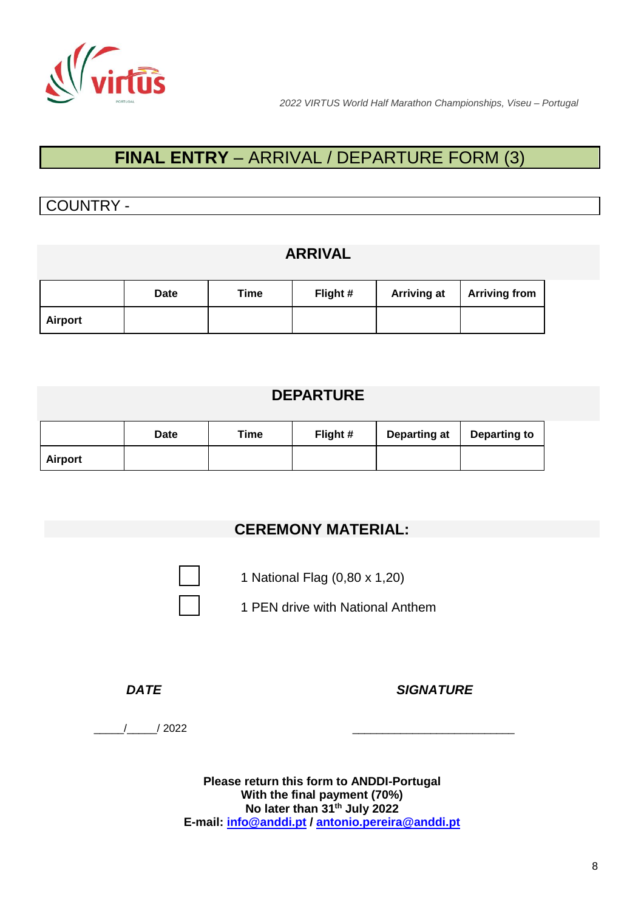# FINAL ENTRY – ARRIVAL / DEPARTURE FORM (3)

COUNTRY -

## ARRIVAL

| | Date | Time | Flight # | Arriving at | Arriving from |
|---|---|---|---|---|---|
| **Airport** | | | | | |

## DEPARTURE

| | Date | Time | Flight # | Departing at | Departing to |
|---|---|---|---|---|---|
| **Airport** | | | | | |

## CEREMONY MATERIAL:

☐ 1 National Flag (0,80 x 1,20)

☐ 1 PEN drive with National Anthem

***DATE***

_____/_____/ 2022

***SIGNATURE***

_________________________

**Please return this form to ANDDI-Portugal**
**With the final payment (70%)**
**No later than 31th July 2022**
**E-mail: info@anddi.pt / antonio.pereira@anddi.pt**